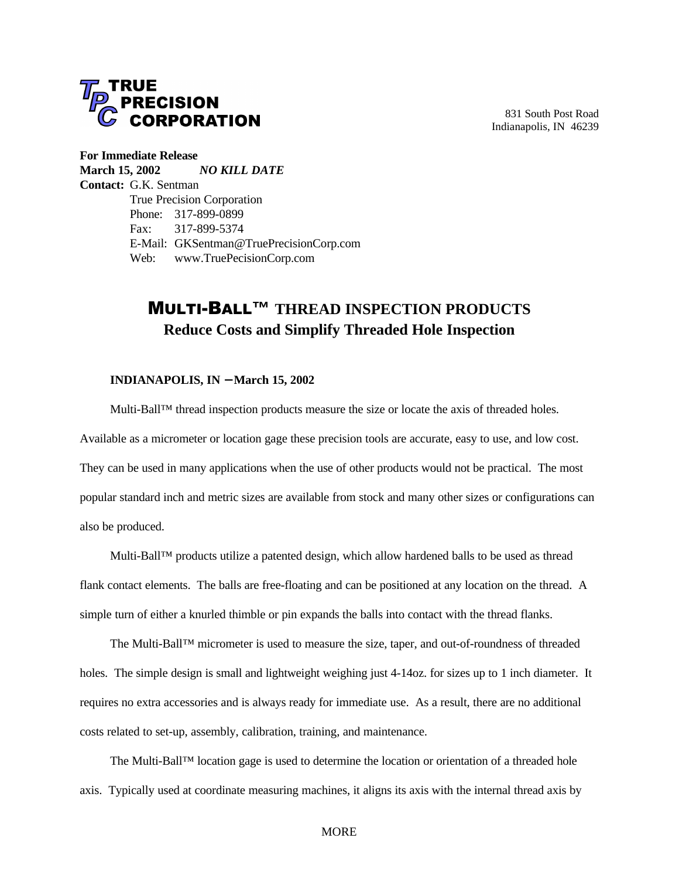**TRUE PRECISION CORPORATION**

831 South Post Road
Indianapolis, IN 46239

**For Immediate Release**
**March 15, 2002** ***NO KILL DATE***
**Contact:** G.K. Sentman
True Precision Corporation
Phone: 317-899-0899
Fax: 317-899-5374
E-Mail: GKSentman@TruePrecisionCorp.com
Web: www.TruePecisionCorp.com

# MULTI-BALL™ THREAD INSPECTION PRODUCTS
## Reduce Costs and Simplify Threaded Hole Inspection

**INDIANAPOLIS, IN – March 15, 2002**

Multi-Ball™ thread inspection products measure the size or locate the axis of threaded holes. Available as a micrometer or location gage these precision tools are accurate, easy to use, and low cost. They can be used in many applications when the use of other products would not be practical. The most popular standard inch and metric sizes are available from stock and many other sizes or configurations can also be produced.

Multi-Ball™ products utilize a patented design, which allow hardened balls to be used as thread flank contact elements. The balls are free-floating and can be positioned at any location on the thread. A simple turn of either a knurled thimble or pin expands the balls into contact with the thread flanks.

The Multi-Ball™ micrometer is used to measure the size, taper, and out-of-roundness of threaded holes. The simple design is small and lightweight weighing just 4-14oz. for sizes up to 1 inch diameter. It requires no extra accessories and is always ready for immediate use. As a result, there are no additional costs related to set-up, assembly, calibration, training, and maintenance.

The Multi-Ball™ location gage is used to determine the location or orientation of a threaded hole axis. Typically used at coordinate measuring machines, it aligns its axis with the internal thread axis by

MORE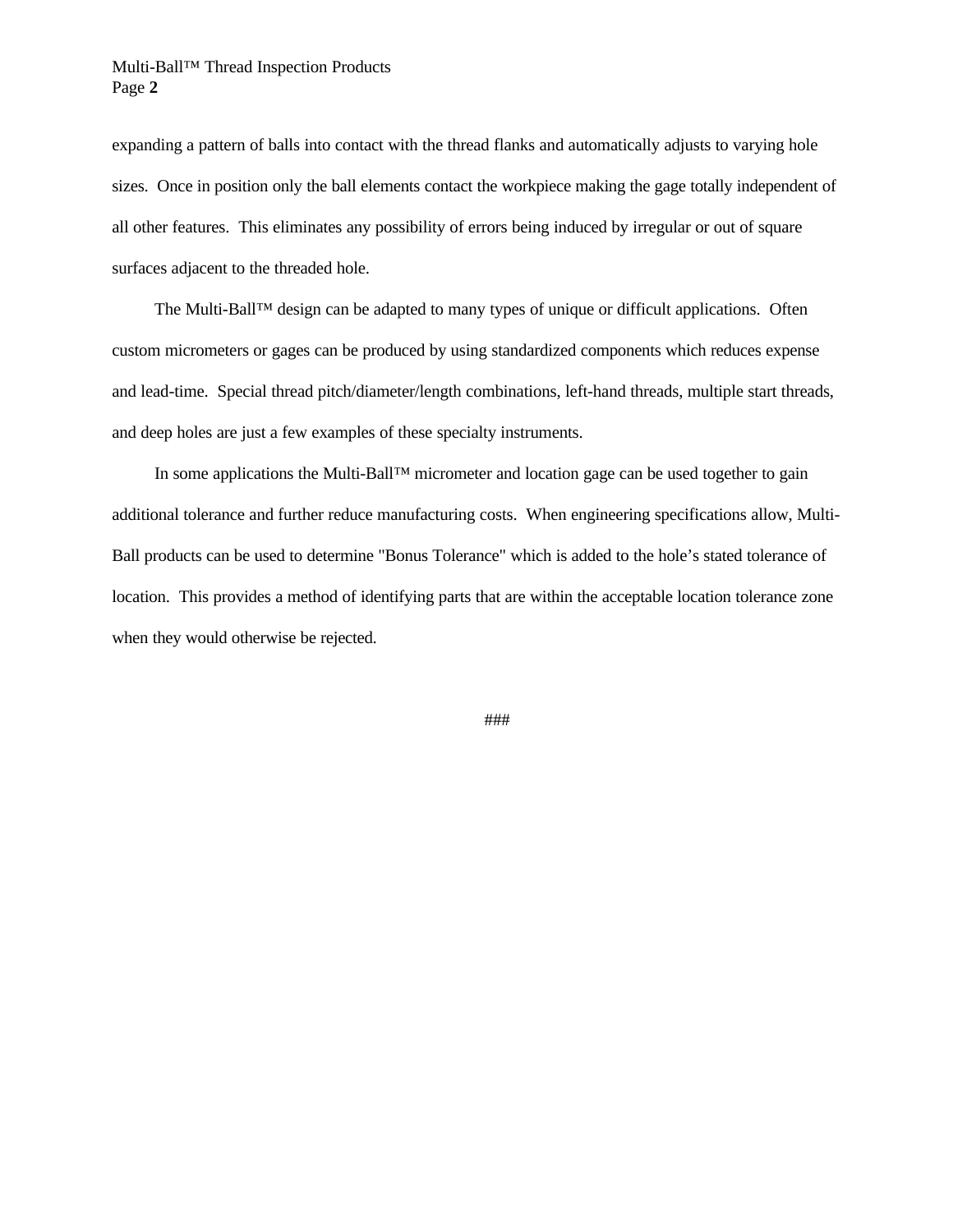expanding a pattern of balls into contact with the thread flanks and automatically adjusts to varying hole sizes. Once in position only the ball elements contact the workpiece making the gage totally independent of all other features. This eliminates any possibility of errors being induced by irregular or out of square surfaces adjacent to the threaded hole.

The Multi-Ball™ design can be adapted to many types of unique or difficult applications. Often custom micrometers or gages can be produced by using standardized components which reduces expense and lead-time. Special thread pitch/diameter/length combinations, left-hand threads, multiple start threads, and deep holes are just a few examples of these specialty instruments.

In some applications the Multi-Ball™ micrometer and location gage can be used together to gain additional tolerance and further reduce manufacturing costs. When engineering specifications allow, Multi-Ball products can be used to determine "Bonus Tolerance" which is added to the hole's stated tolerance of location. This provides a method of identifying parts that are within the acceptable location tolerance zone when they would otherwise be rejected.

###